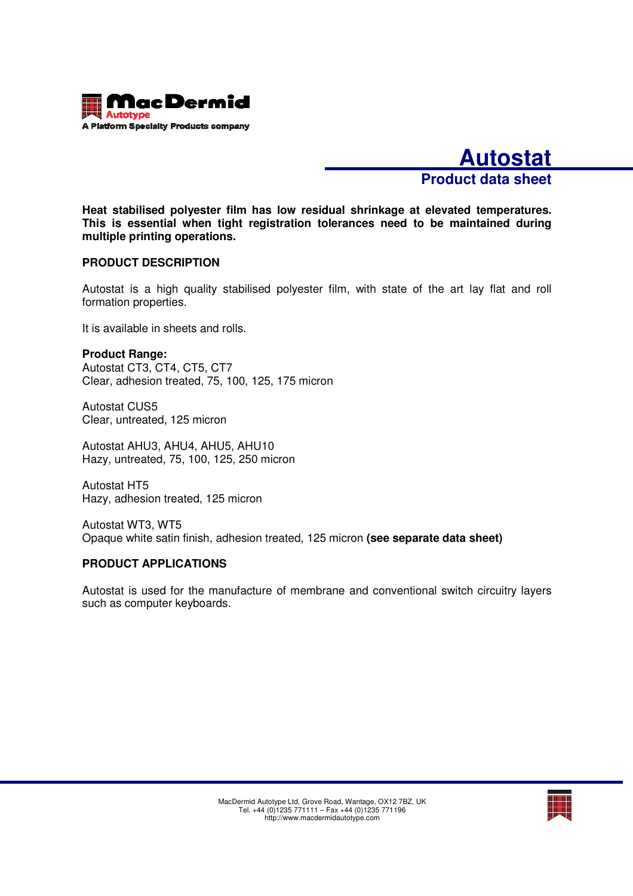MacDermid Autotype

A Platform Specialty Products company

# Autostat

## Product data sheet

**Heat stabilised polyester film has low residual shrinkage at elevated temperatures. This is essential when tight registration tolerances need to be maintained during multiple printing operations.**

### PRODUCT DESCRIPTION

Autostat is a high quality stabilised polyester film, with state of the art lay flat and roll formation properties.

It is available in sheets and rolls.

**Product Range:**
Autostat CT3, CT4, CT5, CT7
Clear, adhesion treated, 75, 100, 125, 175 micron

Autostat CUS5
Clear, untreated, 125 micron

Autostat AHU3, AHU4, AHU5, AHU10
Hazy, untreated, 75, 100, 125, 250 micron

Autostat HT5
Hazy, adhesion treated, 125 micron

Autostat WT3, WT5
Opaque white satin finish, adhesion treated, 125 micron **(see separate data sheet)**

### PRODUCT APPLICATIONS

Autostat is used for the manufacture of membrane and conventional switch circuitry layers such as computer keyboards.

MacDermid Autotype Ltd, Grove Road, Wantage, OX12 7BZ, UK
Tel. +44 (0)1235 771111 – Fax +44 (0)1235 771196
http://www.macdermidautotype.com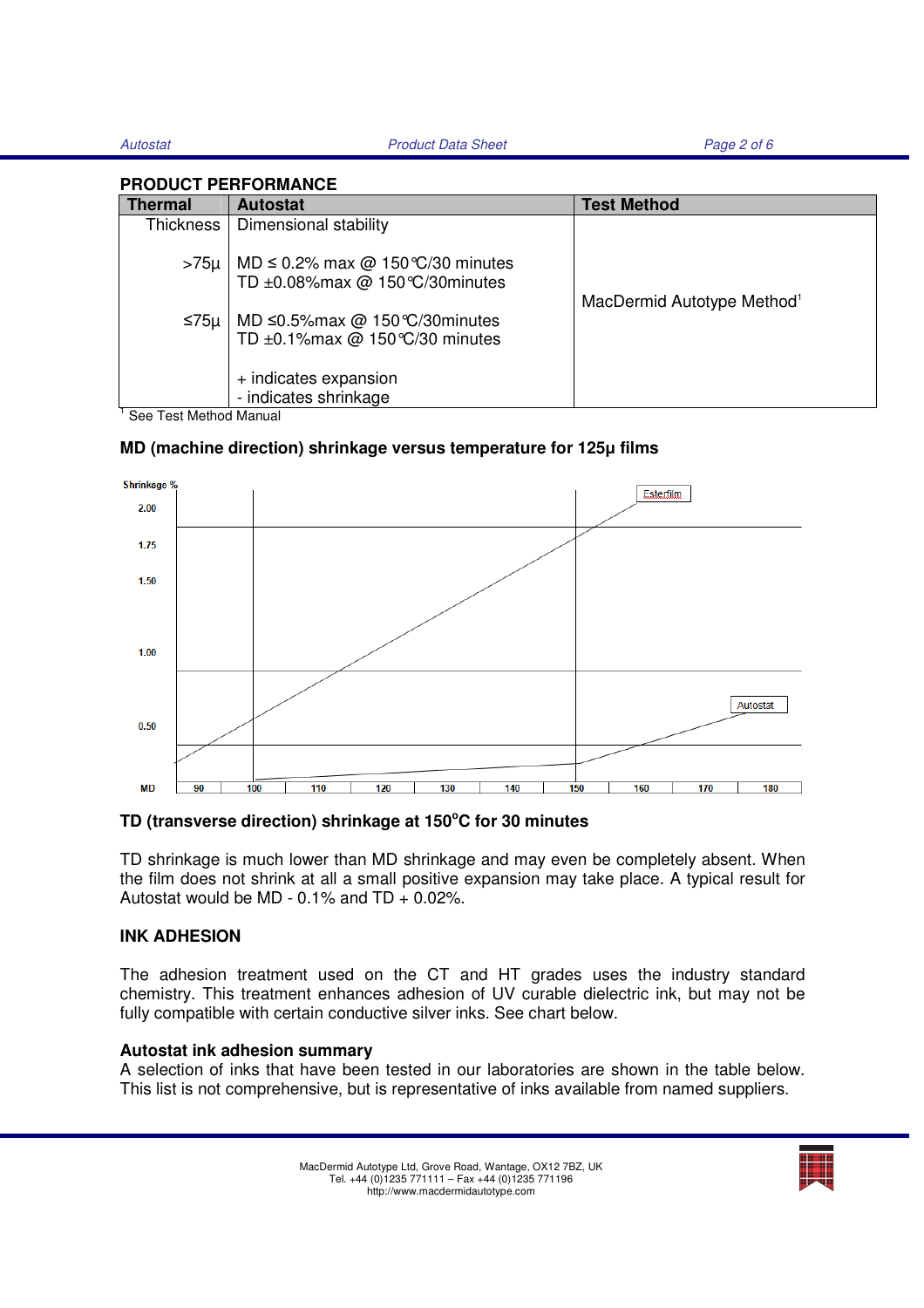## PRODUCT PERFORMANCE

| Thermal | Autostat | Test Method |
|---|---|---|
| Thickness | Dimensional stability | |
| >75µ | MD ≤ 0.2% max @ 150℃/30 minutes<br>TD ±0.08%max @ 150℃/30minutes | MacDermid Autotype Method[1] |
| ≤75µ | MD ≤0.5%max @ 150℃/30minutes<br>TD ±0.1%max @ 150℃/30 minutes | |
| | + indicates expansion<br>- indicates shrinkage | |

[1] See Test Method Manual

### MD (machine direction) shrinkage versus temperature for 125µ films

Shrinkage %

2.00, 1.75, 1.50, 1.00, 0.50

MD: 90, 100, 110, 120, 130, 140, 150, 160, 170, 180

Esterfilm

Autostat

### TD (transverse direction) shrinkage at 150$^{o}$C for 30 minutes

TD shrinkage is much lower than MD shrinkage and may even be completely absent. When the film does not shrink at all a small positive expansion may take place. A typical result for Autostat would be MD - 0.1% and TD + 0.02%.

### INK ADHESION

The adhesion treatment used on the CT and HT grades uses the industry standard chemistry. This treatment enhances adhesion of UV curable dielectric ink, but may not be fully compatible with certain conductive silver inks. See chart below.

#### Autostat ink adhesion summary

A selection of inks that have been tested in our laboratories are shown in the table below. This list is not comprehensive, but is representative of inks available from named suppliers.

MacDermid Autotype Ltd, Grove Road, Wantage, OX12 7BZ, UK
Tel. +44 (0)1235 771111 – Fax +44 (0)1235 771196
http://www.macdermidautotype.com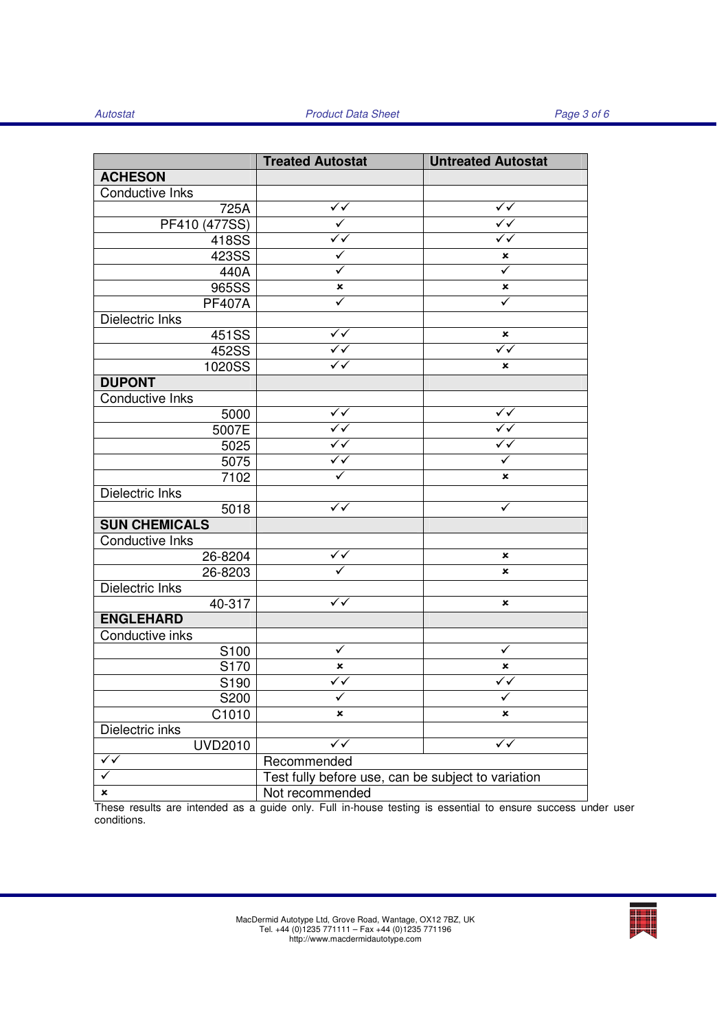| | Treated Autostat | Untreated Autostat |
|---|---|---|
| **ACHESON** | | |
| Conductive Inks | | |
| 725A | ✓✓ | ✓✓ |
| PF410 (477SS) | ✓ | ✓✓ |
| 418SS | ✓✓ | ✓✓ |
| 423SS | ✓ | ✗ |
| 440A | ✓ | ✓ |
| 965SS | ✗ | ✗ |
| PF407A | ✓ | ✓ |
| Dielectric Inks | | |
| 451SS | ✓✓ | ✗ |
| 452SS | ✓✓ | ✓✓ |
| 1020SS | ✓✓ | ✗ |
| **DUPONT** | | |
| Conductive Inks | | |
| 5000 | ✓✓ | ✓✓ |
| 5007E | ✓✓ | ✓✓ |
| 5025 | ✓✓ | ✓✓ |
| 5075 | ✓✓ | ✓ |
| 7102 | ✓ | ✗ |
| Dielectric Inks | | |
| 5018 | ✓✓ | ✓ |
| **SUN CHEMICALS** | | |
| Conductive Inks | | |
| 26-8204 | ✓✓ | ✗ |
| 26-8203 | ✓ | ✗ |
| Dielectric Inks | | |
| 40-317 | ✓✓ | ✗ |
| **ENGLEHARD** | | |
| Conductive inks | | |
| S100 | ✓ | ✓ |
| S170 | ✗ | ✗ |
| S190 | ✓✓ | ✓✓ |
| S200 | ✓ | ✓ |
| C1010 | ✗ | ✗ |
| Dielectric inks | | |
| UVD2010 | ✓✓ | ✓✓ |
| ✓✓ | Recommended | |
| ✓ | Test fully before use, can be subject to variation | |
| ✗ | Not recommended | |

These results are intended as a guide only. Full in-house testing is essential to ensure success under user conditions.

MacDermid Autotype Ltd, Grove Road, Wantage, OX12 7BZ, UK
Tel. +44 (0)1235 771111 – Fax +44 (0)1235 771196
http://www.macdermidautotype.com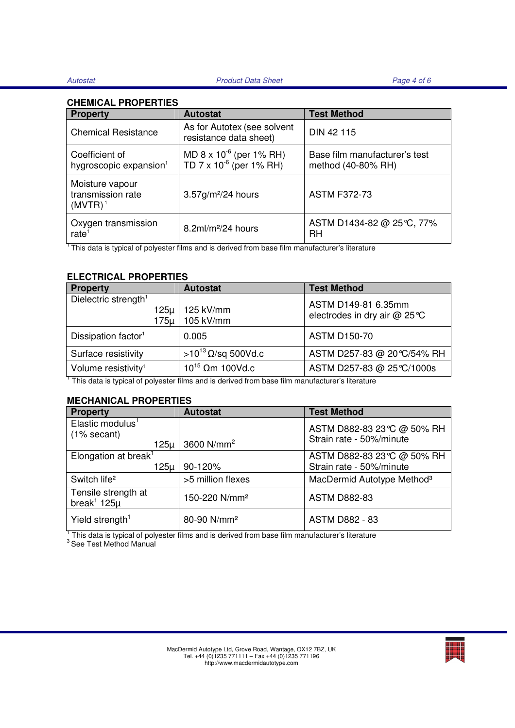## CHEMICAL PROPERTIES

| Property | Autostat | Test Method |
|---|---|---|
| Chemical Resistance | As for Autotex (see solvent resistance data sheet) | DIN 42 115 |
| Coefficient of hygroscopic expansion[1] | MD 8 x $10^{-6}$ (per 1% RH) TD 7 x $10^{-6}$ (per 1% RH) | Base film manufacturer's test method (40-80% RH) |
| Moisture vapour transmission rate (MVTR)[1] | 3.57g/m²/24 hours | ASTM F372-73 |
| Oxygen transmission rate[1] | 8.2ml/m²/24 hours | ASTM D1434-82 @ 25°C, 77% RH |

[1] This data is typical of polyester films and is derived from base film manufacturer's literature

## ELECTRICAL PROPERTIES

| Property | Autostat | Test Method |
|---|---|---|
| Dielectric strength[1] 125µ / 175µ | 125 kV/mm / 105 kV/mm | ASTM D149-81 6.35mm electrodes in dry air @ 25°C |
| Dissipation factor[1] | 0.005 | ASTM D150-70 |
| Surface resistivity | >$10^{13}$ Ω/sq 500Vd.c | ASTM D257-83 @ 20°C/54% RH |
| Volume resistivity[1] | $10^{15}$ Ωm 100Vd.c | ASTM D257-83 @ 25°C/1000s |

[1] This data is typical of polyester films and is derived from base film manufacturer's literature

## MECHANICAL PROPERTIES

| Property | Autostat | Test Method |
|---|---|---|
| Elastic modulus[1] (1% secant) 125µ | 3600 N/mm² | ASTM D882-83 23°C @ 50% RH Strain rate - 50%/minute |
| Elongation at break[1] 125µ | 90-120% | ASTM D882-83 23°C @ 50% RH Strain rate - 50%/minute |
| Switch life[2] | >5 million flexes | MacDermid Autotype Method[3] |
| Tensile strength at break[1] 125µ | 150-220 N/mm² | ASTM D882-83 |
| Yield strength[1] | 80-90 N/mm² | ASTM D882 - 83 |

[1] This data is typical of polyester films and is derived from base film manufacturer's literature
[3] See Test Method Manual

MacDermid Autotype Ltd, Grove Road, Wantage, OX12 7BZ, UK
Tel. +44 (0)1235 771111 – Fax +44 (0)1235 771196
http://www.macdermidautotype.com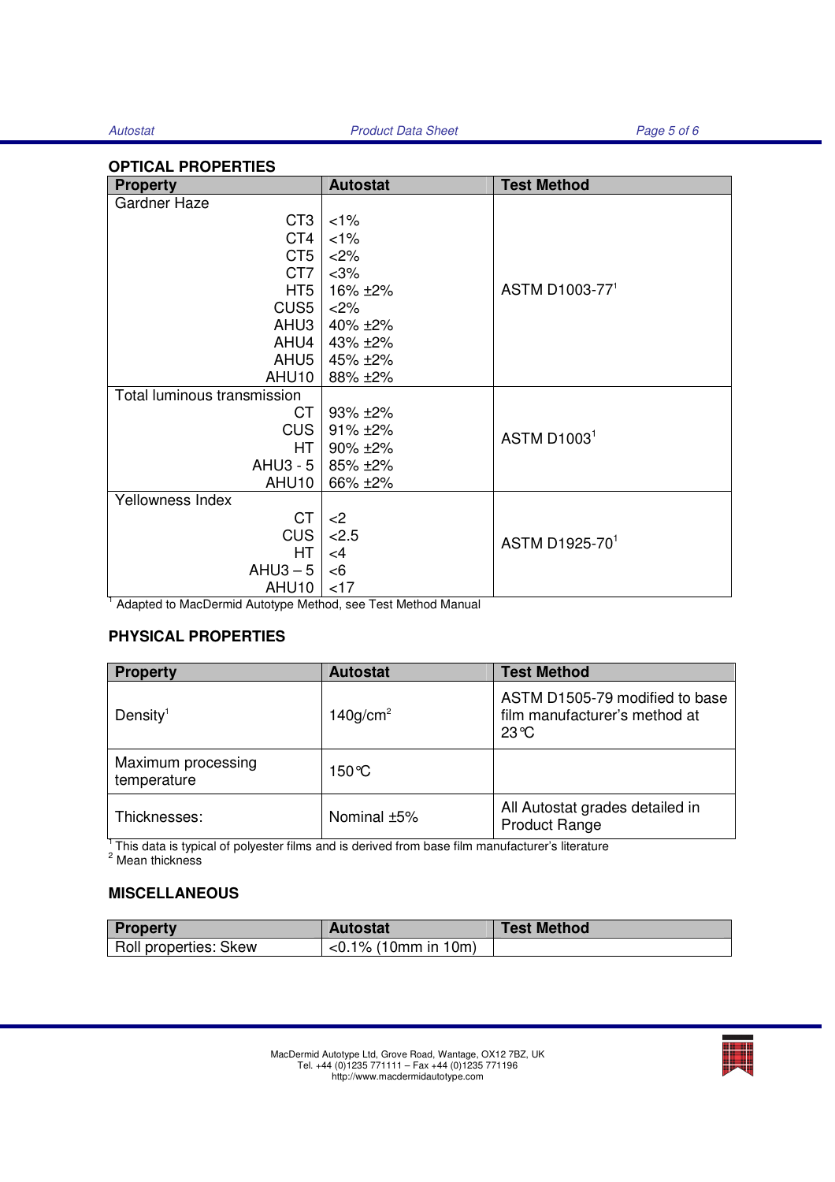## OPTICAL PROPERTIES

| Property | Autostat | Test Method |
|---|---|---|
| Gardner Haze | | ASTM D1003-77[1] |
| CT3 | <1% | |
| CT4 | <1% | |
| CT5 | <2% | |
| CT7 | <3% | |
| HT5 | 16% ±2% | |
| CUS5 | <2% | |
| AHU3 | 40% ±2% | |
| AHU4 | 43% ±2% | |
| AHU5 | 45% ±2% | |
| AHU10 | 88% ±2% | |
| Total luminous transmission | | ASTM D1003[1] |
| CT | 93% ±2% | |
| CUS | 91% ±2% | |
| HT | 90% ±2% | |
| AHU3 - 5 | 85% ±2% | |
| AHU10 | 66% ±2% | |
| Yellowness Index | | ASTM D1925-70[1] |
| CT | <2 | |
| CUS | <2.5 | |
| HT | <4 | |
| AHU3 – 5 | <6 | |
| AHU10 | <17 | |

[1] Adapted to MacDermid Autotype Method, see Test Method Manual

## PHYSICAL PROPERTIES

| Property | Autostat | Test Method |
|---|---|---|
| Density[1] | 140g/cm[2] | ASTM D1505-79 modified to base film manufacturer's method at 23°C |
| Maximum processing temperature | 150°C | |
| Thicknesses: | Nominal ±5% | All Autostat grades detailed in Product Range |

[1] This data is typical of polyester films and is derived from base film manufacturer's literature
[2] Mean thickness

## MISCELLANEOUS

| Property | Autostat | Test Method |
|---|---|---|
| Roll properties: Skew | <0.1% (10mm in 10m) | |

MacDermid Autotype Ltd, Grove Road, Wantage, OX12 7BZ, UK
Tel. +44 (0)1235 771111 – Fax +44 (0)1235 771196
http://www.macdermidautotype.com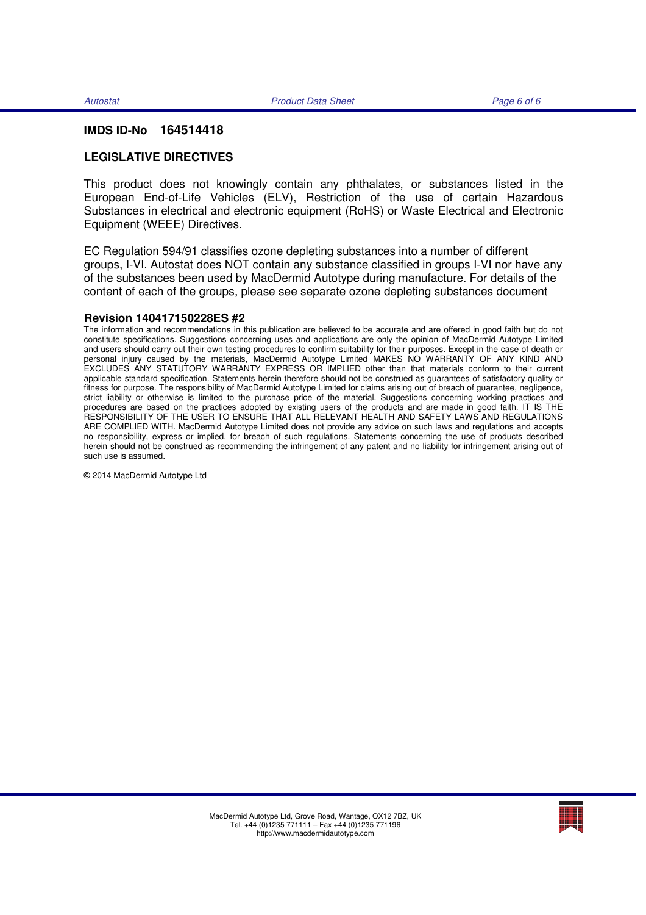**IMDS ID-No 164514418**

## LEGISLATIVE DIRECTIVES

This product does not knowingly contain any phthalates, or substances listed in the European End-of-Life Vehicles (ELV), Restriction of the use of certain Hazardous Substances in electrical and electronic equipment (RoHS) or Waste Electrical and Electronic Equipment (WEEE) Directives.

EC Regulation 594/91 classifies ozone depleting substances into a number of different groups, I-VI. Autostat does NOT contain any substance classified in groups I-VI nor have any of the substances been used by MacDermid Autotype during manufacture. For details of the content of each of the groups, please see separate ozone depleting substances document

**Revision 140417150228ES #2**

The information and recommendations in this publication are believed to be accurate and are offered in good faith but do not constitute specifications. Suggestions concerning uses and applications are only the opinion of MacDermid Autotype Limited and users should carry out their own testing procedures to confirm suitability for their purposes. Except in the case of death or personal injury caused by the materials, MacDermid Autotype Limited MAKES NO WARRANTY OF ANY KIND AND EXCLUDES ANY STATUTORY WARRANTY EXPRESS OR IMPLIED other than that materials conform to their current applicable standard specification. Statements herein therefore should not be construed as guarantees of satisfactory quality or fitness for purpose. The responsibility of MacDermid Autotype Limited for claims arising out of breach of guarantee, negligence, strict liability or otherwise is limited to the purchase price of the material. Suggestions concerning working practices and procedures are based on the practices adopted by existing users of the products and are made in good faith. IT IS THE RESPONSIBILITY OF THE USER TO ENSURE THAT ALL RELEVANT HEALTH AND SAFETY LAWS AND REGULATIONS ARE COMPLIED WITH. MacDermid Autotype Limited does not provide any advice on such laws and regulations and accepts no responsibility, express or implied, for breach of such regulations. Statements concerning the use of products described herein should not be construed as recommending the infringement of any patent and no liability for infringement arising out of such use is assumed.

© 2014 MacDermid Autotype Ltd

MacDermid Autotype Ltd, Grove Road, Wantage, OX12 7BZ, UK
Tel. +44 (0)1235 771111 – Fax +44 (0)1235 771196
http://www.macdermidautotype.com